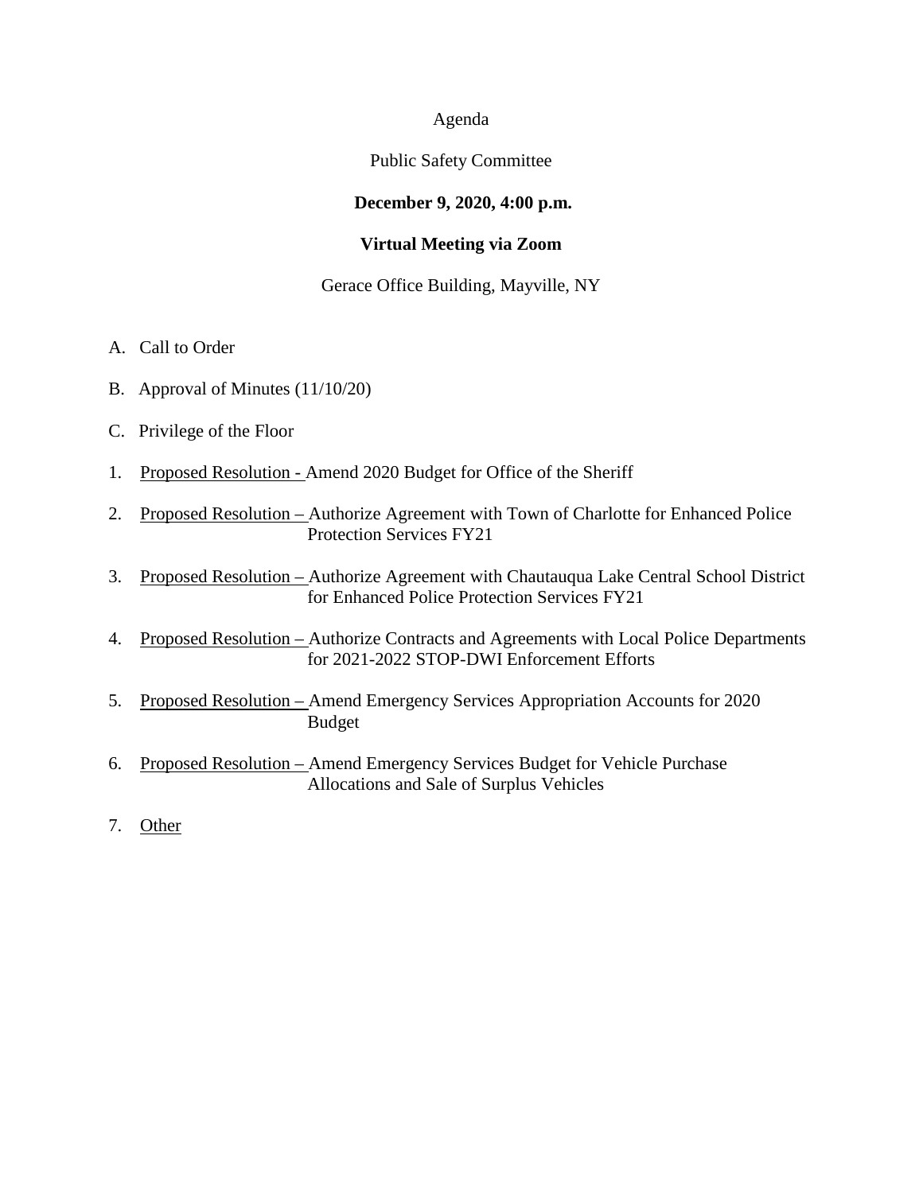Agenda

Public Safety Committee

**December 9, 2020, 4:00 p.m.**

**Virtual Meeting via Zoom**

Gerace Office Building, Mayville, NY

A. Call to Order

B. Approval of Minutes (11/10/20)

C. Privilege of the Floor

1. Proposed Resolution - Amend 2020 Budget for Office of the Sheriff

2. Proposed Resolution – Authorize Agreement with Town of Charlotte for Enhanced Police Protection Services FY21

3. Proposed Resolution – Authorize Agreement with Chautauqua Lake Central School District for Enhanced Police Protection Services FY21

4. Proposed Resolution – Authorize Contracts and Agreements with Local Police Departments for 2021-2022 STOP-DWI Enforcement Efforts

5. Proposed Resolution – Amend Emergency Services Appropriation Accounts for 2020 Budget

6. Proposed Resolution – Amend Emergency Services Budget for Vehicle Purchase Allocations and Sale of Surplus Vehicles

7. Other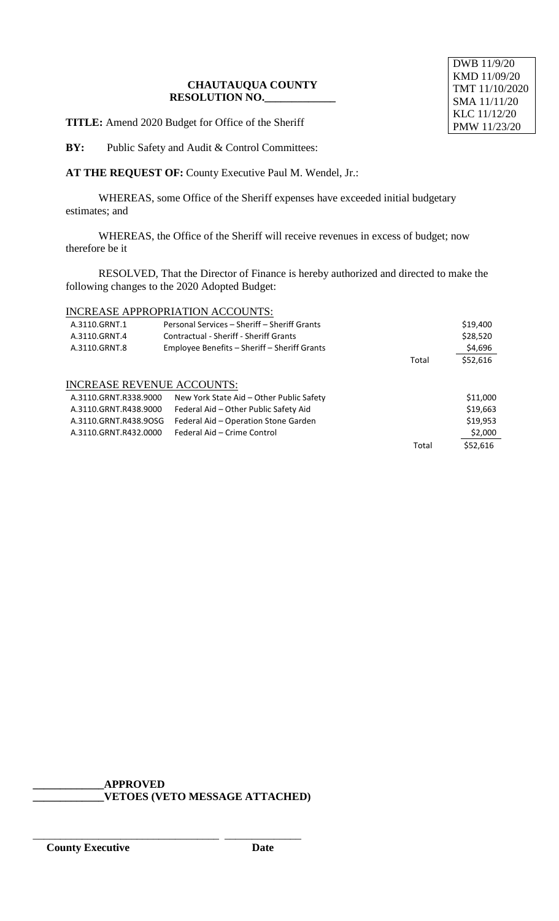DWB 11/9/20
KMD 11/09/20
TMT 11/10/2020
SMA 11/11/20
KLC 11/12/20
PMW 11/23/20

**CHAUTAUQUA COUNTY**
**RESOLUTION NO.\_\_\_\_\_\_\_\_\_\_\_\_\_**

**TITLE:** Amend 2020 Budget for Office of the Sheriff

**BY:** Public Safety and Audit & Control Committees:

**AT THE REQUEST OF:** County Executive Paul M. Wendel, Jr.:

WHEREAS, some Office of the Sheriff expenses have exceeded initial budgetary estimates; and

WHEREAS, the Office of the Sheriff will receive revenues in excess of budget; now therefore be it

RESOLVED, That the Director of Finance is hereby authorized and directed to make the following changes to the 2020 Adopted Budget:

INCREASE APPROPRIATION ACCOUNTS:

| | | | |
|---|---|---|---|
| A.3110.GRNT.1 | Personal Services – Sheriff – Sheriff Grants | | \$19,400 |
| A.3110.GRNT.4 | Contractual - Sheriff - Sheriff Grants | | \$28,520 |
| A.3110.GRNT.8 | Employee Benefits – Sheriff – Sheriff Grants | | \$4,696 |
| | | Total | \$52,616 |

INCREASE REVENUE ACCOUNTS:

| | | | |
|---|---|---|---|
| A.3110.GRNT.R338.9000 | New York State Aid – Other Public Safety | | \$11,000 |
| A.3110.GRNT.R438.9000 | Federal Aid – Other Public Safety Aid | | \$19,663 |
| A.3110.GRNT.R438.9OSG | Federal Aid – Operation Stone Garden | | \$19,953 |
| A.3110.GRNT.R432.0000 | Federal Aid – Crime Control | | \$2,000 |
| | | Total | \$52,616 |

**\_\_\_\_\_\_\_\_\_\_\_\_\_APPROVED**
**\_\_\_\_\_\_\_\_\_\_\_\_\_VETOES (VETO MESSAGE ATTACHED)**

\_\_\_\_\_\_\_\_\_\_\_\_\_\_\_\_\_\_\_\_\_\_\_\_\_\_\_\_\_\_\_\_\_\_\_ \_\_\_\_\_\_\_\_\_\_\_\_\_\_
**County Executive** **Date**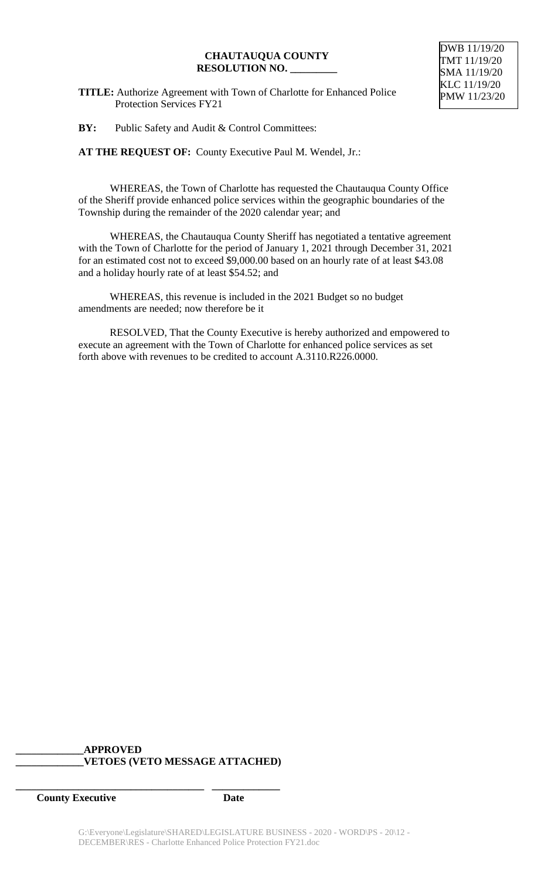**CHAUTAUQUA COUNTY**
**RESOLUTION NO. _________**

DWB 11/19/20
TMT 11/19/20
SMA 11/19/20
KLC 11/19/20
PMW 11/23/20

**TITLE:** Authorize Agreement with Town of Charlotte for Enhanced Police Protection Services FY21

**BY:** Public Safety and Audit & Control Committees:

**AT THE REQUEST OF:** County Executive Paul M. Wendel, Jr.:

WHEREAS, the Town of Charlotte has requested the Chautauqua County Office of the Sheriff provide enhanced police services within the geographic boundaries of the Township during the remainder of the 2020 calendar year; and

WHEREAS, the Chautauqua County Sheriff has negotiated a tentative agreement with the Town of Charlotte for the period of January 1, 2021 through December 31, 2021 for an estimated cost not to exceed $9,000.00 based on an hourly rate of at least $43.08 and a holiday hourly rate of at least $54.52; and

WHEREAS, this revenue is included in the 2021 Budget so no budget amendments are needed; now therefore be it

RESOLVED, That the County Executive is hereby authorized and empowered to execute an agreement with the Town of Charlotte for enhanced police services as set forth above with revenues to be credited to account A.3110.R226.0000.

**_____________APPROVED**
**_____________VETOES (VETO MESSAGE ATTACHED)**

**_____________________________________ _____________**
**County Executive Date**

G:\Everyone\Legislature\SHARED\LEGISLATURE BUSINESS - 2020 - WORD\PS - 20\12 - DECEMBER\RES - Charlotte Enhanced Police Protection FY21.doc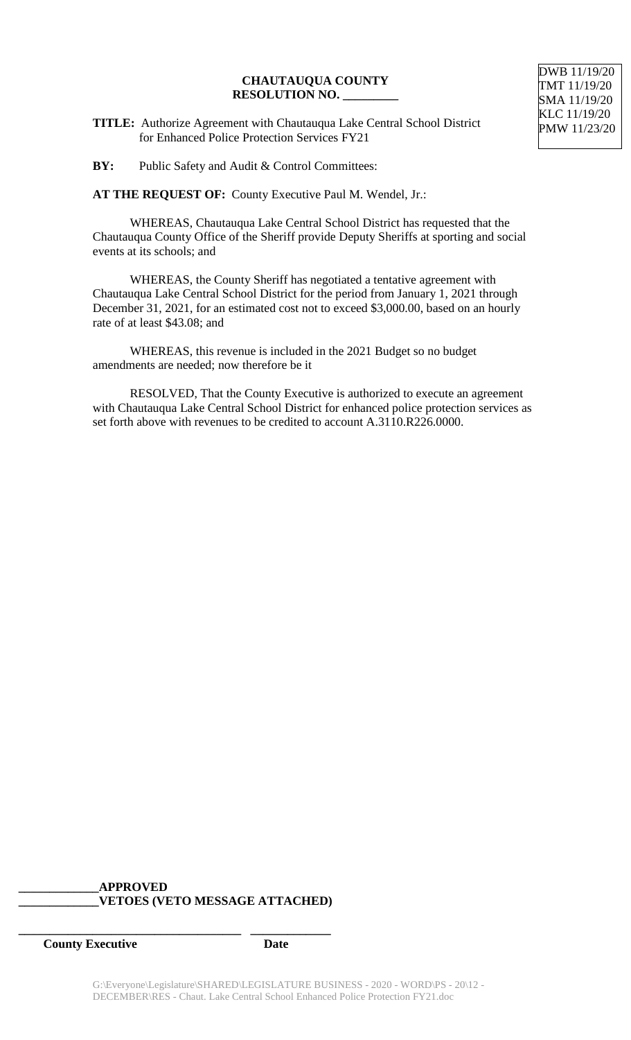DWB 11/19/20
TMT 11/19/20
SMA 11/19/20
KLC 11/19/20
PMW 11/23/20

**CHAUTAUQUA COUNTY**
**RESOLUTION NO. _________**

**TITLE:** Authorize Agreement with Chautauqua Lake Central School District for Enhanced Police Protection Services FY21

**BY:** Public Safety and Audit & Control Committees:

**AT THE REQUEST OF:** County Executive Paul M. Wendel, Jr.:

WHEREAS, Chautauqua Lake Central School District has requested that the Chautauqua County Office of the Sheriff provide Deputy Sheriffs at sporting and social events at its schools; and

WHEREAS, the County Sheriff has negotiated a tentative agreement with Chautauqua Lake Central School District for the period from January 1, 2021 through December 31, 2021, for an estimated cost not to exceed $3,000.00, based on an hourly rate of at least $43.08; and

WHEREAS, this revenue is included in the 2021 Budget so no budget amendments are needed; now therefore be it

RESOLVED, That the County Executive is authorized to execute an agreement with Chautauqua Lake Central School District for enhanced police protection services as set forth above with revenues to be credited to account A.3110.R226.0000.

**_____________APPROVED**
**_____________VETOES (VETO MESSAGE ATTACHED)**

**_____________________________________ _____________**
**County Executive Date**

G:\Everyone\Legislature\SHARED\LEGISLATURE BUSINESS - 2020 - WORD\PS - 20\12 - DECEMBER\RES - Chaut. Lake Central School Enhanced Police Protection FY21.doc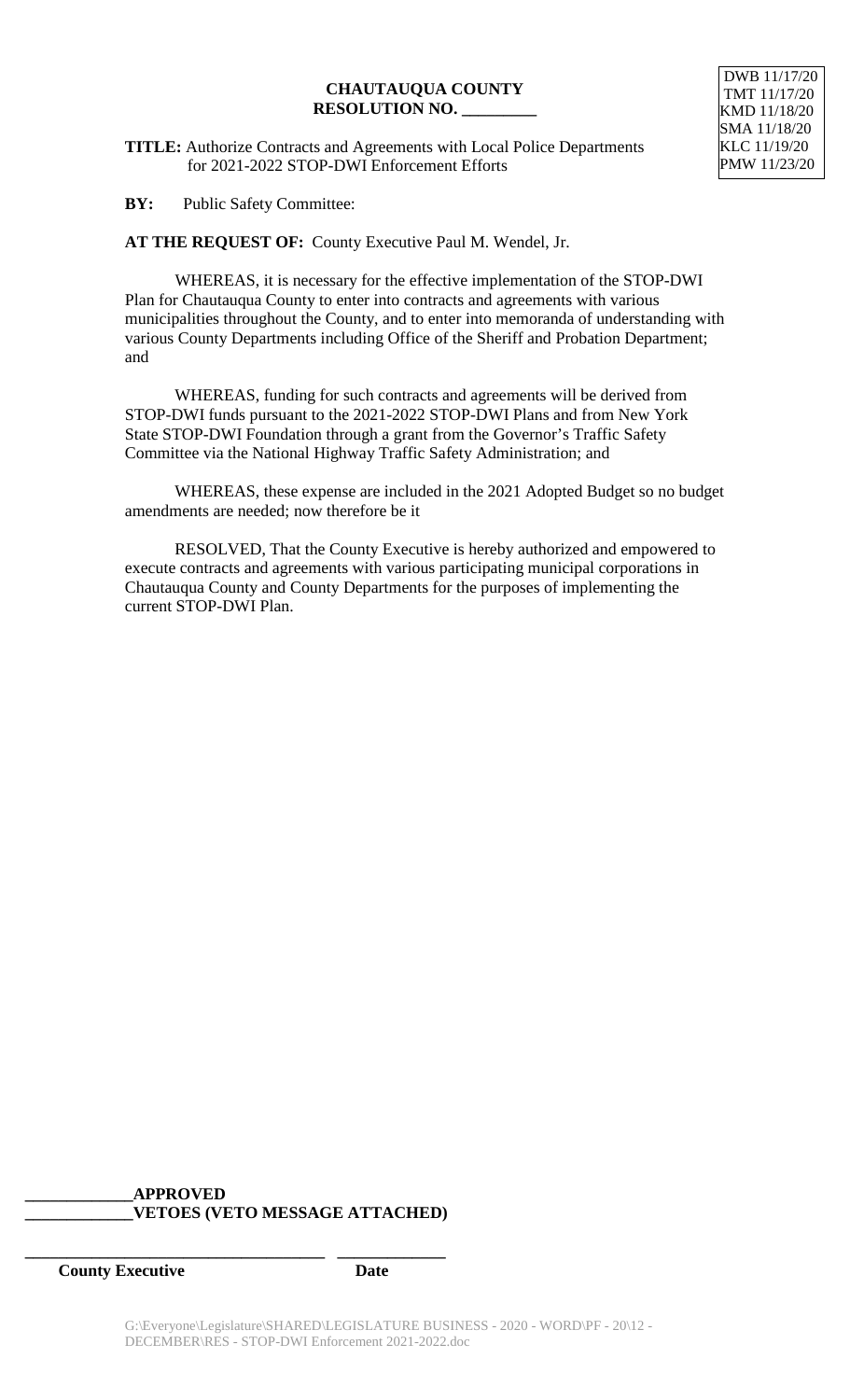**CHAUTAUQUA COUNTY**
**RESOLUTION NO. _________**

| DWB 11/17/20 |
|---|
| TMT 11/17/20 |
| KMD 11/18/20 |
| SMA 11/18/20 |
| KLC 11/19/20 |
| PMW 11/23/20 |

**TITLE:** Authorize Contracts and Agreements with Local Police Departments for 2021-2022 STOP-DWI Enforcement Efforts

**BY:** Public Safety Committee:

**AT THE REQUEST OF:** County Executive Paul M. Wendel, Jr.

WHEREAS, it is necessary for the effective implementation of the STOP-DWI Plan for Chautauqua County to enter into contracts and agreements with various municipalities throughout the County, and to enter into memoranda of understanding with various County Departments including Office of the Sheriff and Probation Department; and

WHEREAS, funding for such contracts and agreements will be derived from STOP-DWI funds pursuant to the 2021-2022 STOP-DWI Plans and from New York State STOP-DWI Foundation through a grant from the Governor's Traffic Safety Committee via the National Highway Traffic Safety Administration; and

WHEREAS, these expense are included in the 2021 Adopted Budget so no budget amendments are needed; now therefore be it

RESOLVED, That the County Executive is hereby authorized and empowered to execute contracts and agreements with various participating municipal corporations in Chautauqua County and County Departments for the purposes of implementing the current STOP-DWI Plan.

**_____________APPROVED**
**_____________VETOES (VETO MESSAGE ATTACHED)**

**_____________________________________ _____________**
**County Executive Date**

G:\Everyone\Legislature\SHARED\LEGISLATURE BUSINESS - 2020 - WORD\PF - 20\12 - DECEMBER\RES - STOP-DWI Enforcement 2021-2022.doc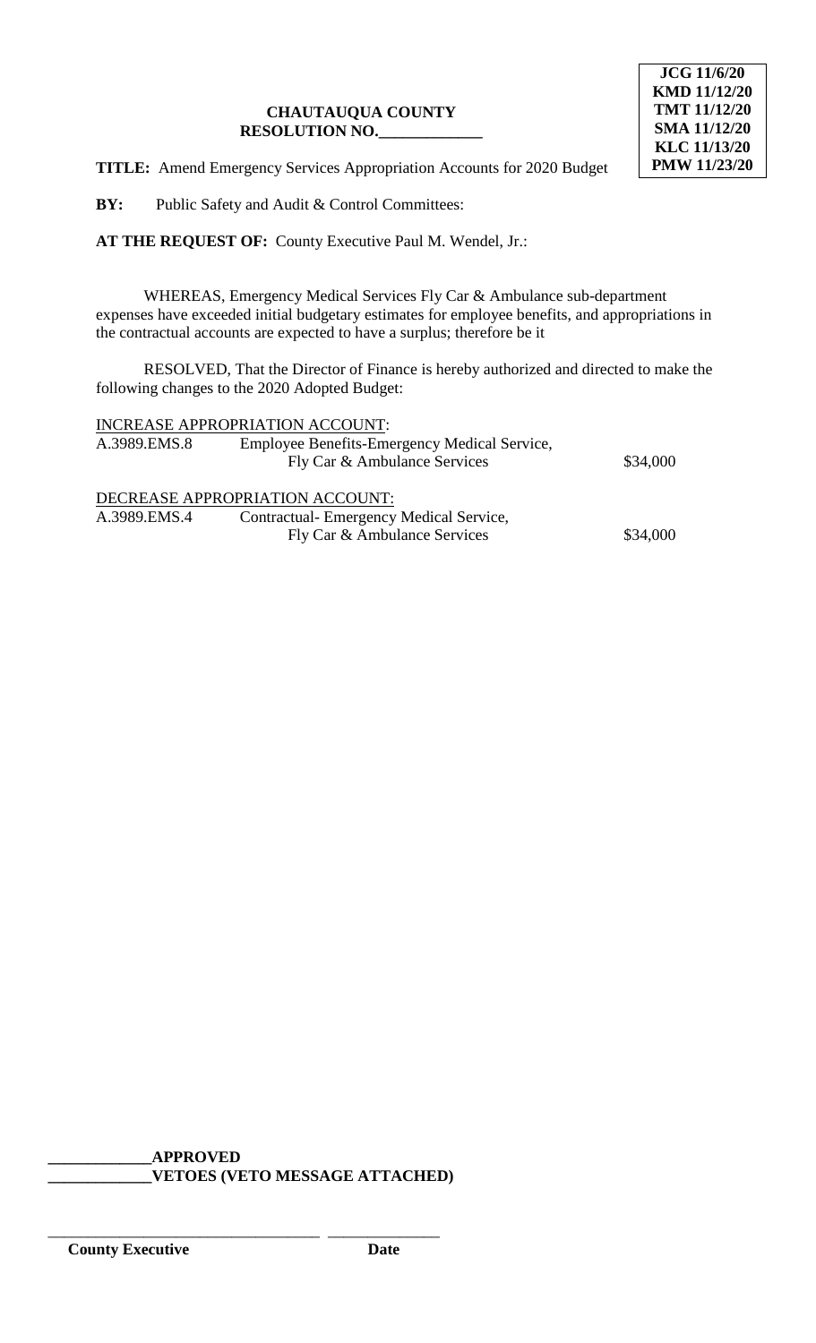**JCG 11/6/20**
**KMD 11/12/20**
**TMT 11/12/20**
**SMA 11/12/20**
**KLC 11/13/20**
**PMW 11/23/20**

**CHAUTAUQUA COUNTY**
**RESOLUTION NO.____________**

**TITLE:** Amend Emergency Services Appropriation Accounts for 2020 Budget

**BY:** Public Safety and Audit & Control Committees:

**AT THE REQUEST OF:** County Executive Paul M. Wendel, Jr.:

WHEREAS, Emergency Medical Services Fly Car & Ambulance sub-department expenses have exceeded initial budgetary estimates for employee benefits, and appropriations in the contractual accounts are expected to have a surplus; therefore be it

RESOLVED, That the Director of Finance is hereby authorized and directed to make the following changes to the 2020 Adopted Budget:

INCREASE APPROPRIATION ACCOUNT:

| | | |
|---|---|---|
| A.3989.EMS.8 | Employee Benefits-Emergency Medical Service, Fly Car & Ambulance Services | $34,000 |

DECREASE APPROPRIATION ACCOUNT:

| | | |
|---|---|---|
| A.3989.EMS.4 | Contractual- Emergency Medical Service, Fly Car & Ambulance Services | $34,000 |

**____________APPROVED**
**____________VETOES (VETO MESSAGE ATTACHED)**

________________________________ ______________
**County Executive** **Date**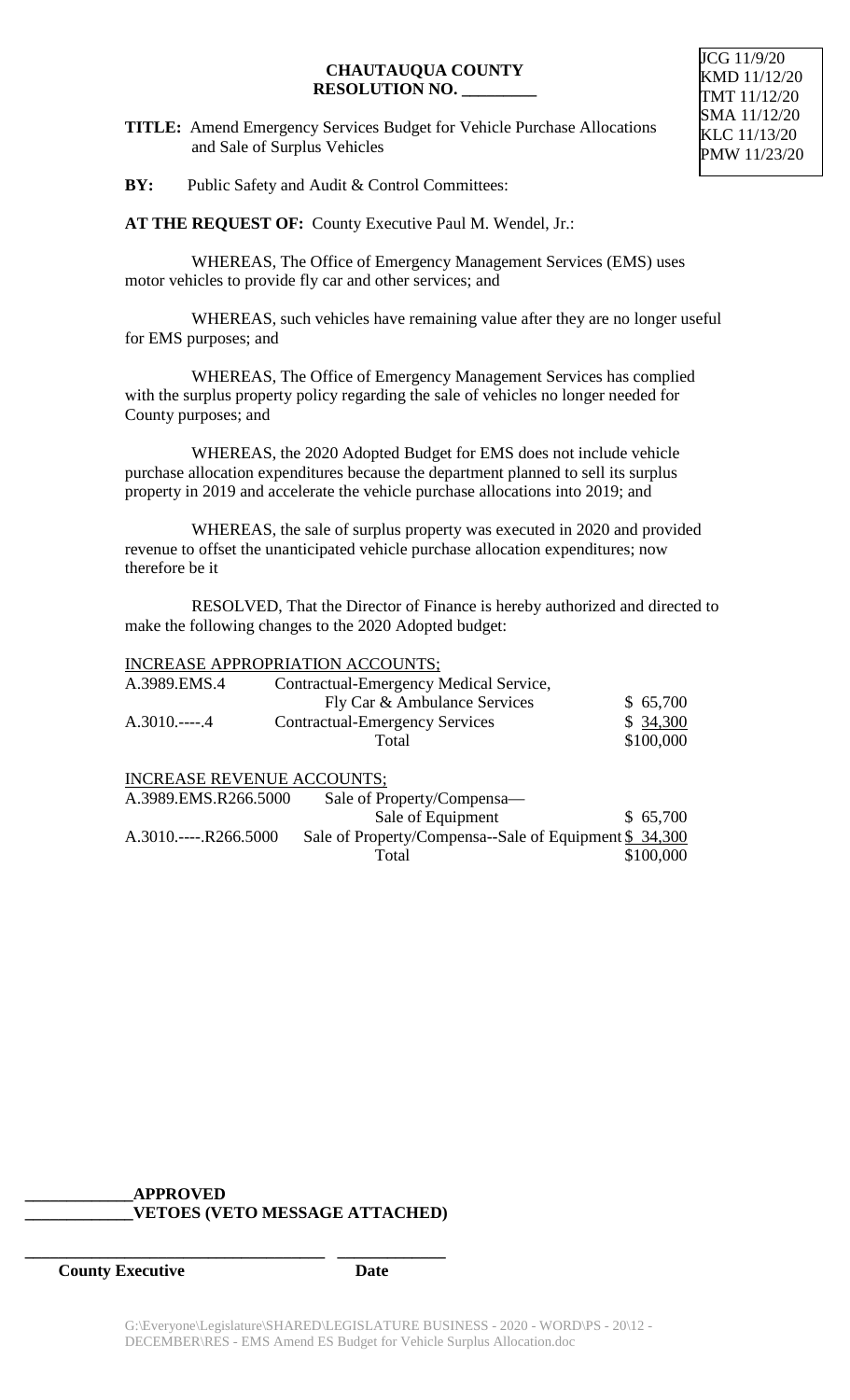**CHAUTAUQUA COUNTY**
**RESOLUTION NO. _________**

JCG 11/9/20
KMD 11/12/20
TMT 11/12/20
SMA 11/12/20
KLC 11/13/20
PMW 11/23/20

**TITLE:** Amend Emergency Services Budget for Vehicle Purchase Allocations and Sale of Surplus Vehicles

**BY:** Public Safety and Audit & Control Committees:

**AT THE REQUEST OF:** County Executive Paul M. Wendel, Jr.:

WHEREAS, The Office of Emergency Management Services (EMS) uses motor vehicles to provide fly car and other services; and

WHEREAS, such vehicles have remaining value after they are no longer useful for EMS purposes; and

WHEREAS, The Office of Emergency Management Services has complied with the surplus property policy regarding the sale of vehicles no longer needed for County purposes; and

WHEREAS, the 2020 Adopted Budget for EMS does not include vehicle purchase allocation expenditures because the department planned to sell its surplus property in 2019 and accelerate the vehicle purchase allocations into 2019; and

WHEREAS, the sale of surplus property was executed in 2020 and provided revenue to offset the unanticipated vehicle purchase allocation expenditures; now therefore be it

RESOLVED, That the Director of Finance is hereby authorized and directed to make the following changes to the 2020 Adopted budget:

INCREASE APPROPRIATION ACCOUNTS;

| | | |
|---|---|---|
| A.3989.EMS.4 | Contractual-Emergency Medical Service, Fly Car & Ambulance Services | $ 65,700 |
| A.3010.----.4 | Contractual-Emergency Services | $ 34,300 |
| | Total | $100,000 |

INCREASE REVENUE ACCOUNTS;

| | | |
|---|---|---|
| A.3989.EMS.R266.5000 | Sale of Property/Compensa— Sale of Equipment | $ 65,700 |
| A.3010.----.R266.5000 | Sale of Property/Compensa--Sale of Equipment | $ 34,300 |
| | Total | $100,000 |

_____________APPROVED
_____________VETOES (VETO MESSAGE ATTACHED)

_____________________________________ _____________
**County Executive** **Date**

G:\Everyone\Legislature\SHARED\LEGISLATURE BUSINESS - 2020 - WORD\PS - 20\12 - DECEMBER\RES - EMS Amend ES Budget for Vehicle Surplus Allocation.doc